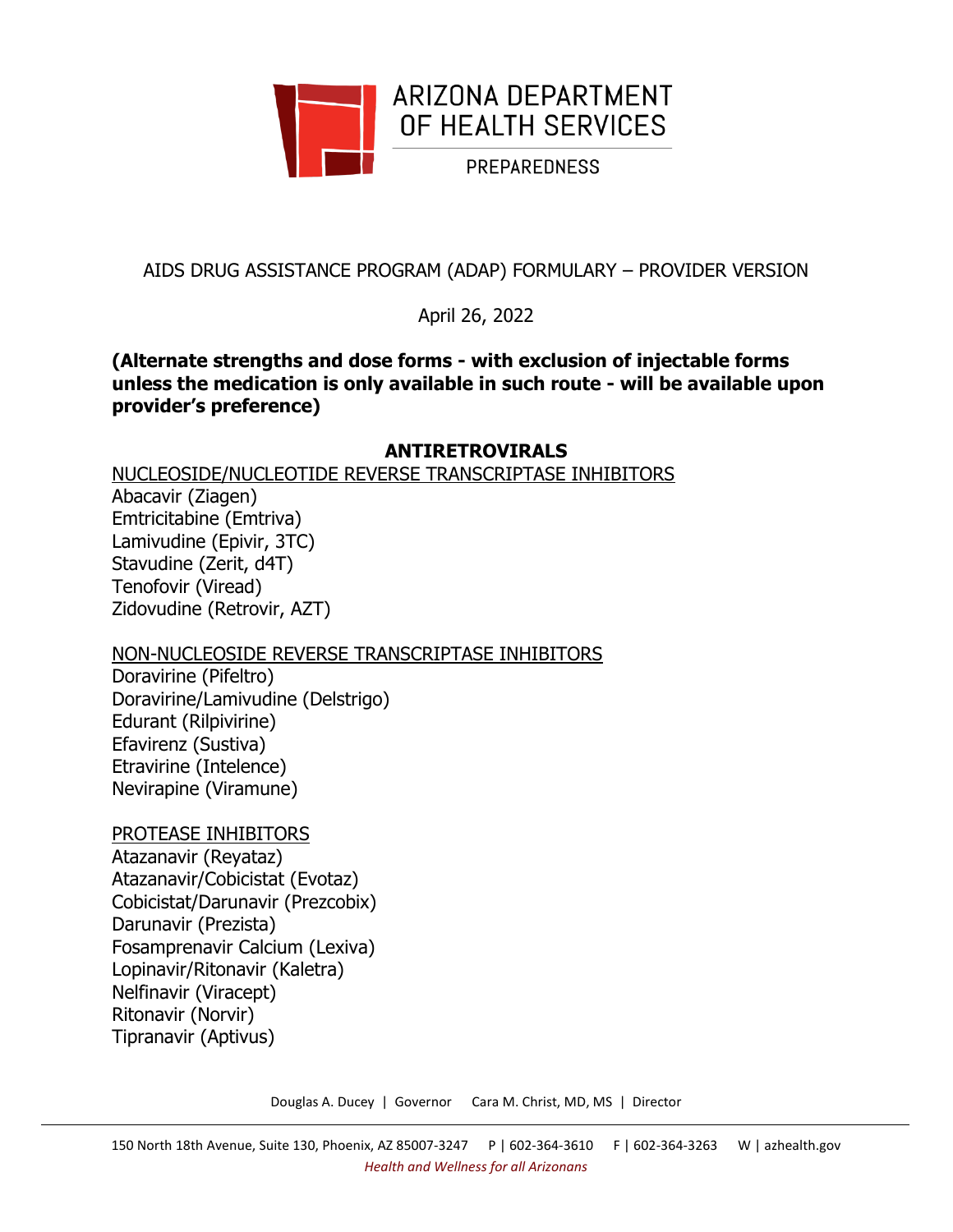ARIZONA DEPARTMENT OF HEALTH SERVICES

PREPAREDNESS

AIDS DRUG ASSISTANCE PROGRAM (ADAP) FORMULARY – PROVIDER VERSION

April 26, 2022

**(Alternate strengths and dose forms - with exclusion of injectable forms unless the medication is only available in such route - will be available upon provider's preference)**

## ANTIRETROVIRALS

### NUCLEOSIDE/NUCLEOTIDE REVERSE TRANSCRIPTASE INHIBITORS

Abacavir (Ziagen)
Emtricitabine (Emtriva)
Lamivudine (Epivir, 3TC)
Stavudine (Zerit, d4T)
Tenofovir (Viread)
Zidovudine (Retrovir, AZT)

### NON-NUCLEOSIDE REVERSE TRANSCRIPTASE INHIBITORS

Doravirine (Pifeltro)
Doravirine/Lamivudine (Delstrigo)
Edurant (Rilpivirine)
Efavirenz (Sustiva)
Etravirine (Intelence)
Nevirapine (Viramune)

### PROTEASE INHIBITORS

Atazanavir (Reyataz)
Atazanavir/Cobicistat (Evotaz)
Cobicistat/Darunavir (Prezcobix)
Darunavir (Prezista)
Fosamprenavir Calcium (Lexiva)
Lopinavir/Ritonavir (Kaletra)
Nelfinavir (Viracept)
Ritonavir (Norvir)
Tipranavir (Aptivus)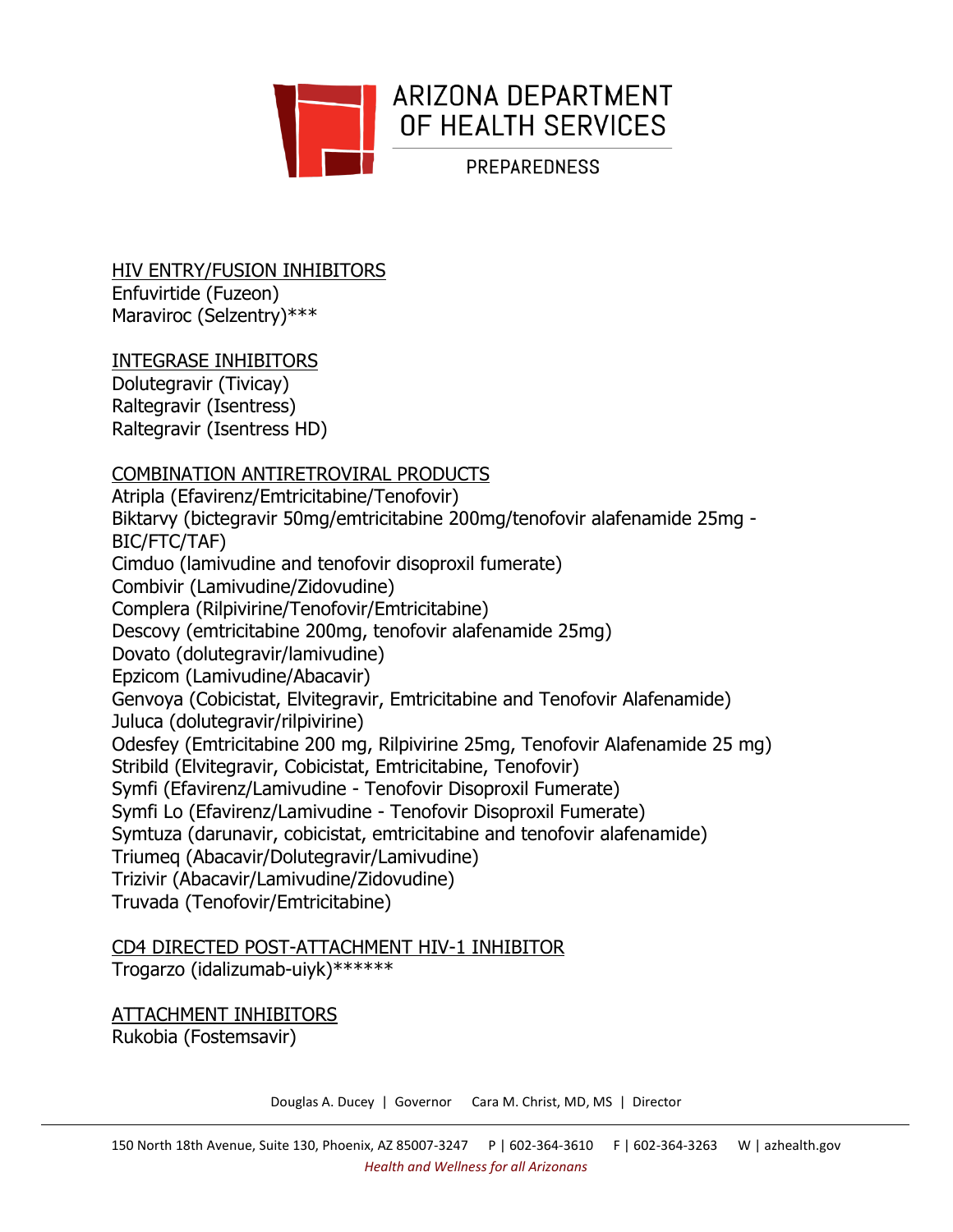## HIV ENTRY/FUSION INHIBITORS

Enfuvirtide (Fuzeon)
Maraviroc (Selzentry)***

## INTEGRASE INHIBITORS

Dolutegravir (Tivicay)
Raltegravir (Isentress)
Raltegravir (Isentress HD)

## COMBINATION ANTIRETROVIRAL PRODUCTS

Atripla (Efavirenz/Emtricitabine/Tenofovir)
Biktarvy (bictegravir 50mg/emtricitabine 200mg/tenofovir alafenamide 25mg - BIC/FTC/TAF)
Cimduo (lamivudine and tenofovir disoproxil fumerate)
Combivir (Lamivudine/Zidovudine)
Complera (Rilpivirine/Tenofovir/Emtricitabine)
Descovy (emtricitabine 200mg, tenofovir alafenamide 25mg)
Dovato (dolutegravir/lamivudine)
Epzicom (Lamivudine/Abacavir)
Genvoya (Cobicistat, Elvitegravir, Emtricitabine and Tenofovir Alafenamide)
Juluca (dolutegravir/rilpivirine)
Odesfey (Emtricitabine 200 mg, Rilpivirine 25mg, Tenofovir Alafenamide 25 mg)
Stribild (Elvitegravir, Cobicistat, Emtricitabine, Tenofovir)
Symfi (Efavirenz/Lamivudine - Tenofovir Disoproxil Fumerate)
Symfi Lo (Efavirenz/Lamivudine - Tenofovir Disoproxil Fumerate)
Symtuza (darunavir, cobicistat, emtricitabine and tenofovir alafenamide)
Triumeq (Abacavir/Dolutegravir/Lamivudine)
Trizivir (Abacavir/Lamivudine/Zidovudine)
Truvada (Tenofovir/Emtricitabine)

## CD4 DIRECTED POST-ATTACHMENT HIV-1 INHIBITOR

Trogarzo (idalizumab-uiyk)******

## ATTACHMENT INHIBITORS

Rukobia (Fostemsavir)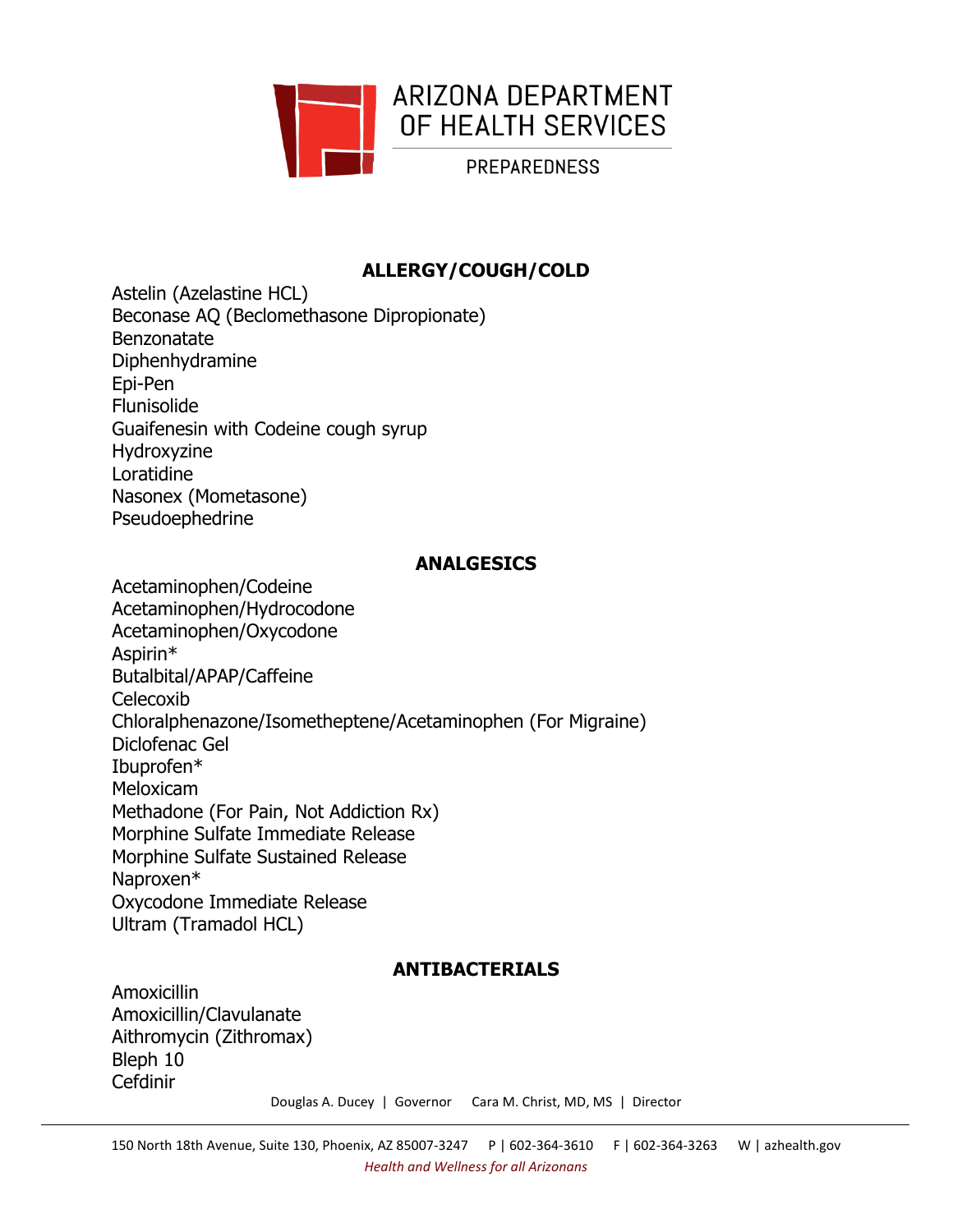## ALLERGY/COUGH/COLD

Astelin (Azelastine HCL)
Beconase AQ (Beclomethasone Dipropionate)
Benzonatate
Diphenhydramine
Epi-Pen
Flunisolide
Guaifenesin with Codeine cough syrup
Hydroxyzine
Loratidine
Nasonex (Mometasone)
Pseudoephedrine

## ANALGESICS

Acetaminophen/Codeine
Acetaminophen/Hydrocodone
Acetaminophen/Oxycodone
Aspirin*
Butalbital/APAP/Caffeine
Celecoxib
Chloralphenazone/Isometheptene/Acetaminophen (For Migraine)
Diclofenac Gel
Ibuprofen*
Meloxicam
Methadone (For Pain, Not Addiction Rx)
Morphine Sulfate Immediate Release
Morphine Sulfate Sustained Release
Naproxen*
Oxycodone Immediate Release
Ultram (Tramadol HCL)

## ANTIBACTERIALS

Amoxicillin
Amoxicillin/Clavulanate
Aithromycin (Zithromax)
Bleph 10
Cefdinir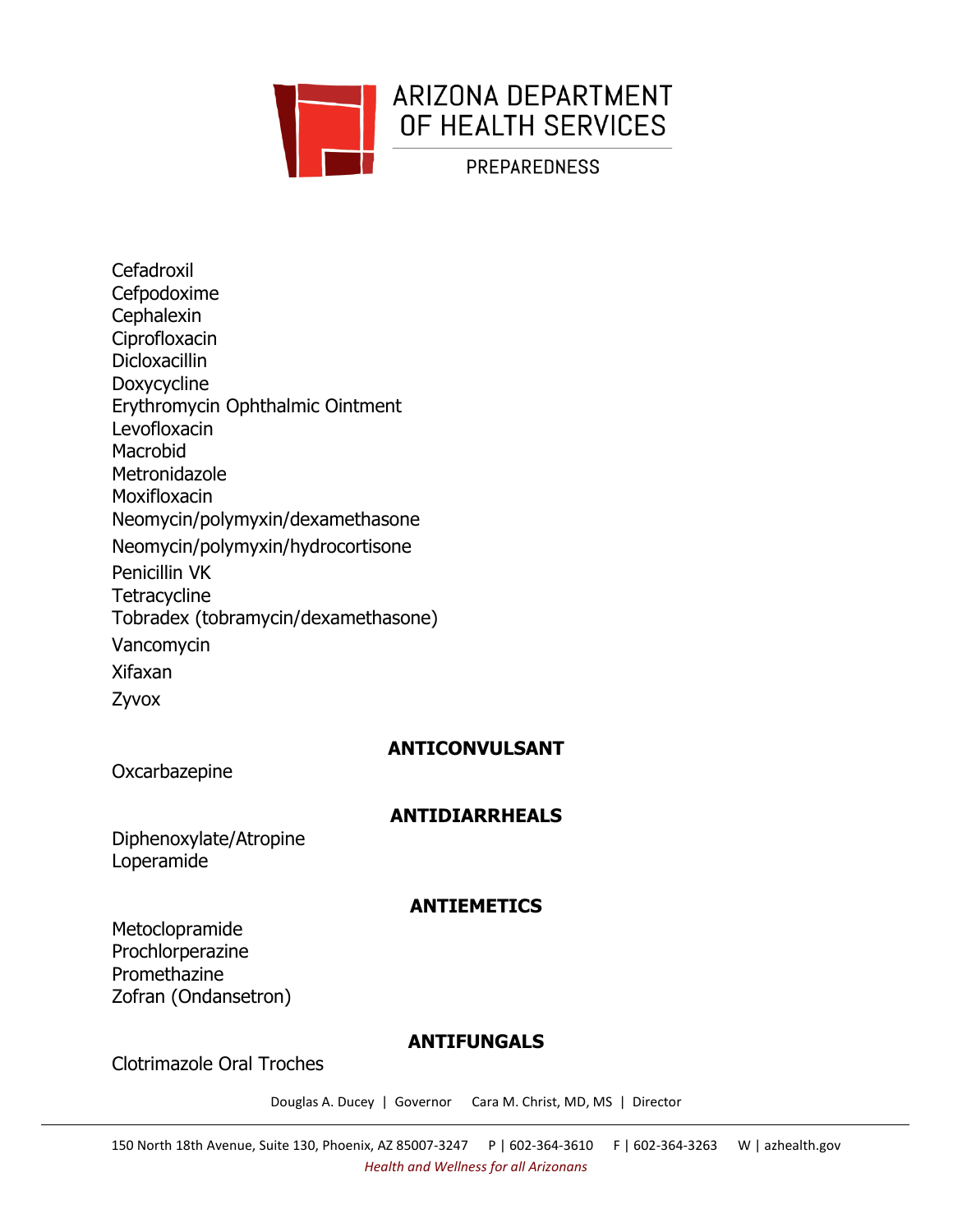Cefadroxil
Cefpodoxime
Cephalexin
Ciprofloxacin
Dicloxacillin
Doxycycline
Erythromycin Ophthalmic Ointment
Levofloxacin
Macrobid
Metronidazole
Moxifloxacin
Neomycin/polymyxin/dexamethasone
Neomycin/polymyxin/hydrocortisone
Penicillin VK
Tetracycline
Tobradex (tobramycin/dexamethasone)
Vancomycin
Xifaxan
Zyvox

## ANTICONVULSANT

Oxcarbazepine

## ANTIDIARRHEALS

Diphenoxylate/Atropine
Loperamide

## ANTIEMETICS

Metoclopramide
Prochlorperazine
Promethazine
Zofran (Ondansetron)

## ANTIFUNGALS

Clotrimazole Oral Troches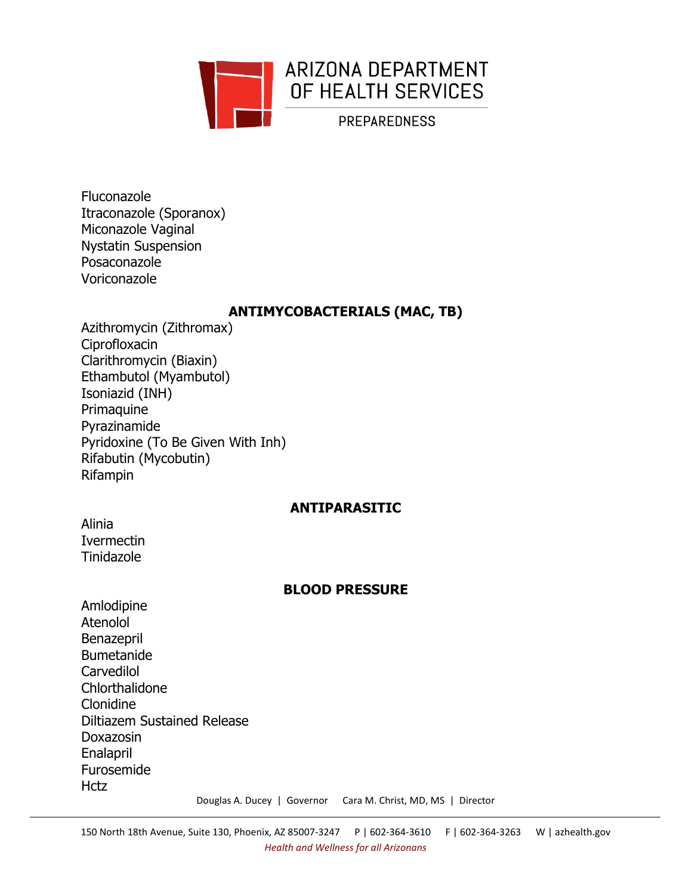Fluconazole
Itraconazole (Sporanox)
Miconazole Vaginal
Nystatin Suspension
Posaconazole
Voriconazole

## ANTIMYCOBACTERIALS (MAC, TB)

Azithromycin (Zithromax)
Ciprofloxacin
Clarithromycin (Biaxin)
Ethambutol (Myambutol)
Isoniazid (INH)
Primaquine
Pyrazinamide
Pyridoxine (To Be Given With Inh)
Rifabutin (Mycobutin)
Rifampin

## ANTIPARASITIC

Alinia
Ivermectin
Tinidazole

## BLOOD PRESSURE

Amlodipine
Atenolol
Benazepril
Bumetanide
Carvedilol
Chlorthalidone
Clonidine
Diltiazem Sustained Release
Doxazosin
Enalapril
Furosemide
Hctz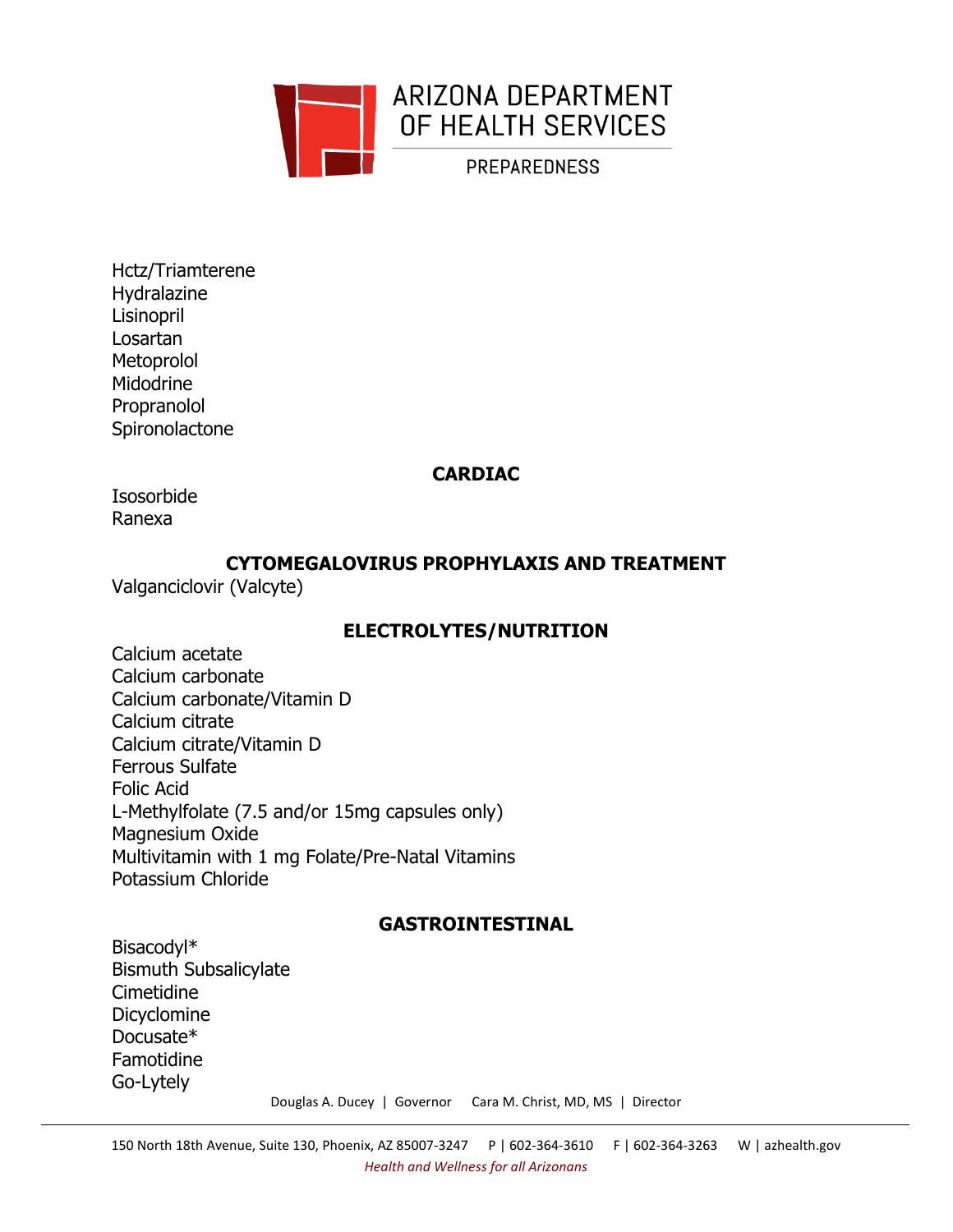Hctz/Triamterene
Hydralazine
Lisinopril
Losartan
Metoprolol
Midodrine
Propranolol
Spironolactone

## CARDIAC

Isosorbide
Ranexa

## CYTOMEGALOVIRUS PROPHYLAXIS AND TREATMENT

Valganciclovir (Valcyte)

## ELECTROLYTES/NUTRITION

Calcium acetate
Calcium carbonate
Calcium carbonate/Vitamin D
Calcium citrate
Calcium citrate/Vitamin D
Ferrous Sulfate
Folic Acid
L-Methylfolate (7.5 and/or 15mg capsules only)
Magnesium Oxide
Multivitamin with 1 mg Folate/Pre-Natal Vitamins
Potassium Chloride

## GASTROINTESTINAL

Bisacodyl*
Bismuth Subsalicylate
Cimetidine
Dicyclomine
Docusate*
Famotidine
Go-Lytely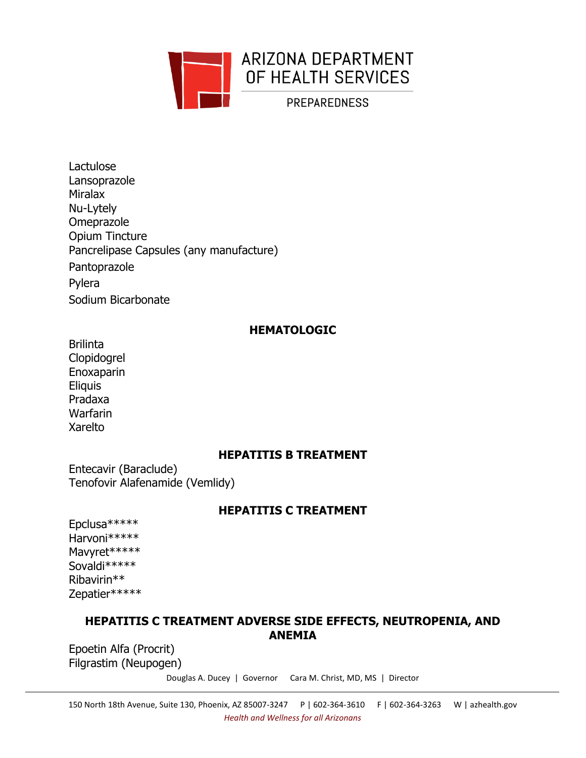Lactulose
Lansoprazole
Miralax
Nu-Lytely
Omeprazole
Opium Tincture
Pancrelipase Capsules (any manufacture)
Pantoprazole
Pylera
Sodium Bicarbonate

## HEMATOLOGIC

Brilinta
Clopidogrel
Enoxaparin
Eliquis
Pradaxa
Warfarin
Xarelto

## HEPATITIS B TREATMENT

Entecavir (Baraclude)
Tenofovir Alafenamide (Vemlidy)

## HEPATITIS C TREATMENT

Epclusa*****
Harvoni*****
Mavyret*****
Sovaldi*****
Ribavirin**
Zepatier*****

## HEPATITIS C TREATMENT ADVERSE SIDE EFFECTS, NEUTROPENIA, AND ANEMIA

Epoetin Alfa (Procrit)
Filgrastim (Neupogen)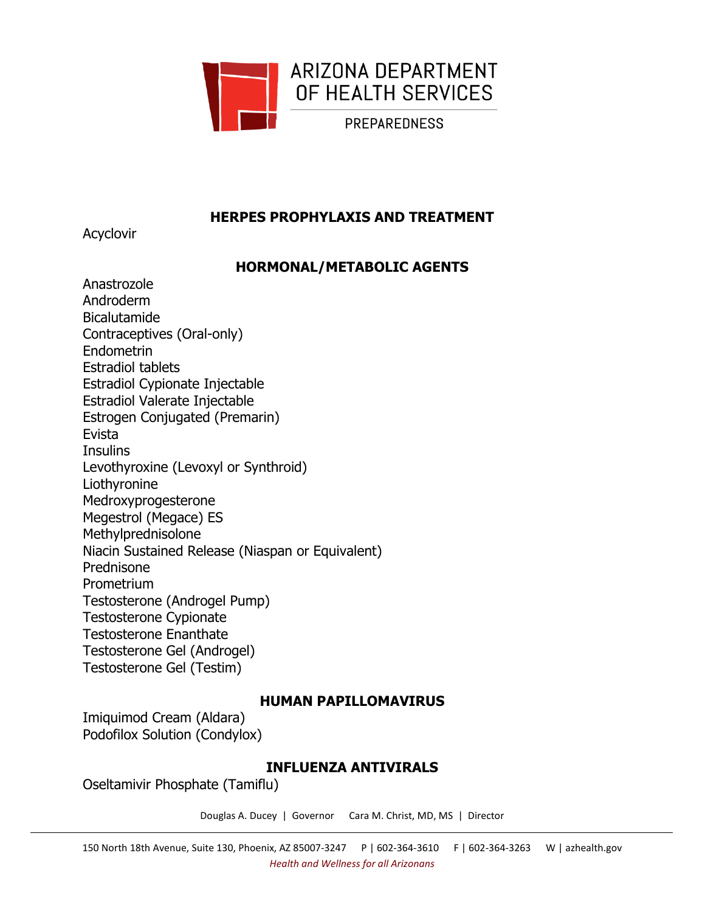## HERPES PROPHYLAXIS AND TREATMENT

Acyclovir

## HORMONAL/METABOLIC AGENTS

Anastrozole
Androderm
Bicalutamide
Contraceptives (Oral-only)
Endometrin
Estradiol tablets
Estradiol Cypionate Injectable
Estradiol Valerate Injectable
Estrogen Conjugated (Premarin)
Evista
Insulins
Levothyroxine (Levoxyl or Synthroid)
Liothyronine
Medroxyprogesterone
Megestrol (Megace) ES
Methylprednisolone
Niacin Sustained Release (Niaspan or Equivalent)
Prednisone
Prometrium
Testosterone (Androgel Pump)
Testosterone Cypionate
Testosterone Enanthate
Testosterone Gel (Androgel)
Testosterone Gel (Testim)

## HUMAN PAPILLOMAVIRUS

Imiquimod Cream (Aldara)
Podofilox Solution (Condylox)

## INFLUENZA ANTIVIRALS

Oseltamivir Phosphate (Tamiflu)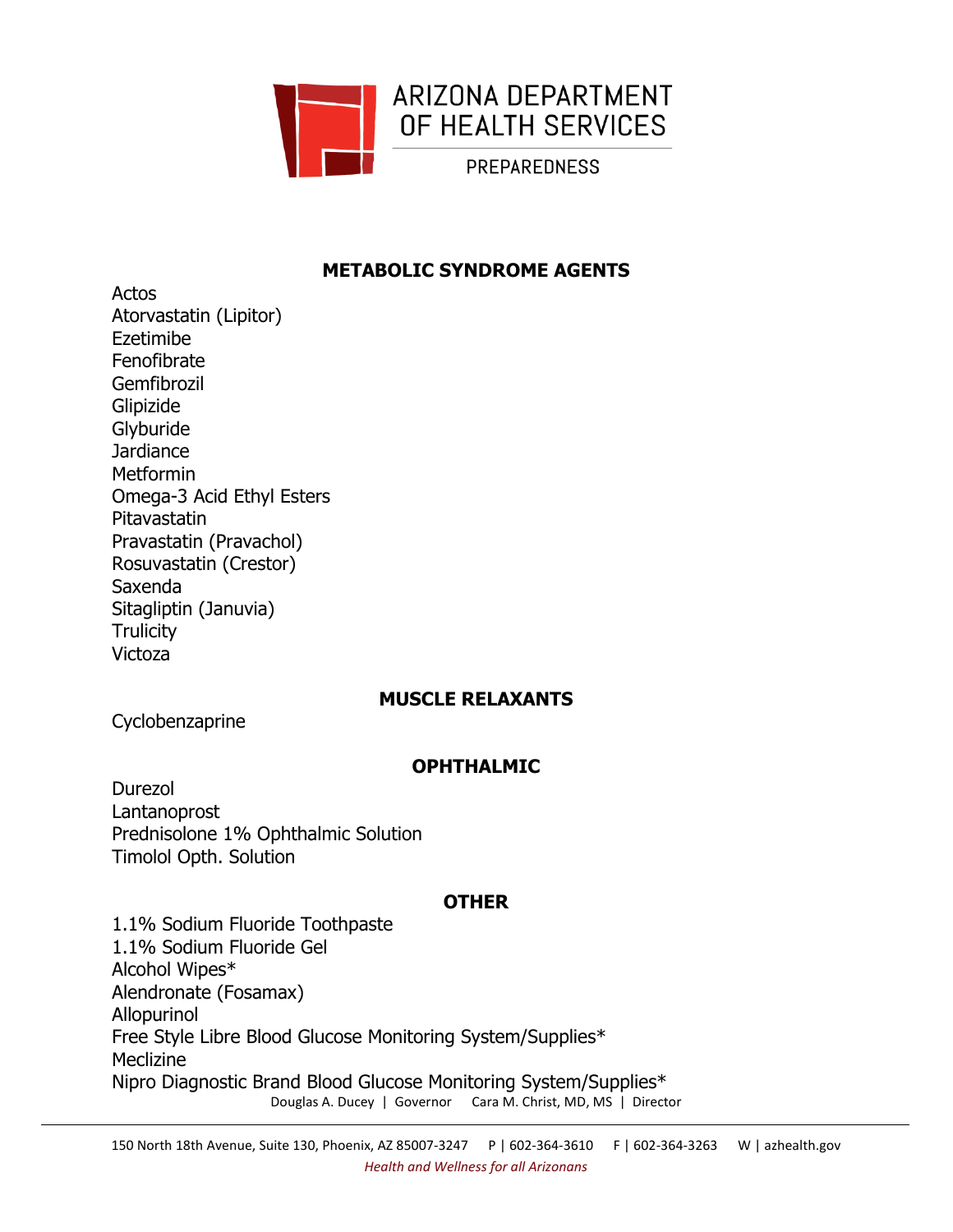## METABOLIC SYNDROME AGENTS

Actos
Atorvastatin (Lipitor)
Ezetimibe
Fenofibrate
Gemfibrozil
Glipizide
Glyburide
Jardiance
Metformin
Omega-3 Acid Ethyl Esters
Pitavastatin
Pravastatin (Pravachol)
Rosuvastatin (Crestor)
Saxenda
Sitagliptin (Januvia)
Trulicity
Victoza

## MUSCLE RELAXANTS

Cyclobenzaprine

## OPHTHALMIC

Durezol
Lantanoprost
Prednisolone 1% Ophthalmic Solution
Timolol Opth. Solution

## OTHER

1.1% Sodium Fluoride Toothpaste
1.1% Sodium Fluoride Gel
Alcohol Wipes*
Alendronate (Fosamax)
Allopurinol
Free Style Libre Blood Glucose Monitoring System/Supplies*
Meclizine
Nipro Diagnostic Brand Blood Glucose Monitoring System/Supplies*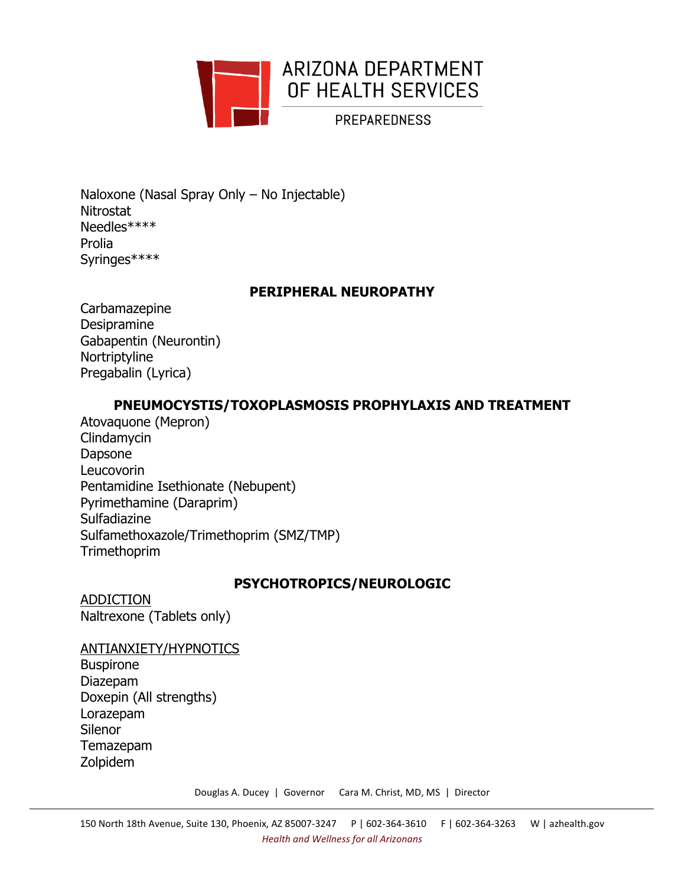Naloxone (Nasal Spray Only – No Injectable)
Nitrostat
Needles****
Prolia
Syringes****

## PERIPHERAL NEUROPATHY

Carbamazepine
Desipramine
Gabapentin (Neurontin)
Nortriptyline
Pregabalin (Lyrica)

## PNEUMOCYSTIS/TOXOPLASMOSIS PROPHYLAXIS AND TREATMENT

Atovaquone (Mepron)
Clindamycin
Dapsone
Leucovorin
Pentamidine Isethionate (Nebupent)
Pyrimethamine (Daraprim)
Sulfadiazine
Sulfamethoxazole/Trimethoprim (SMZ/TMP)
Trimethoprim

## PSYCHOTROPICS/NEUROLOGIC

<u>ADDICTION</u>
Naltrexone (Tablets only)

<u>ANTIANXIETY/HYPNOTICS</u>
Buspirone
Diazepam
Doxepin (All strengths)
Lorazepam
Silenor
Temazepam
Zolpidem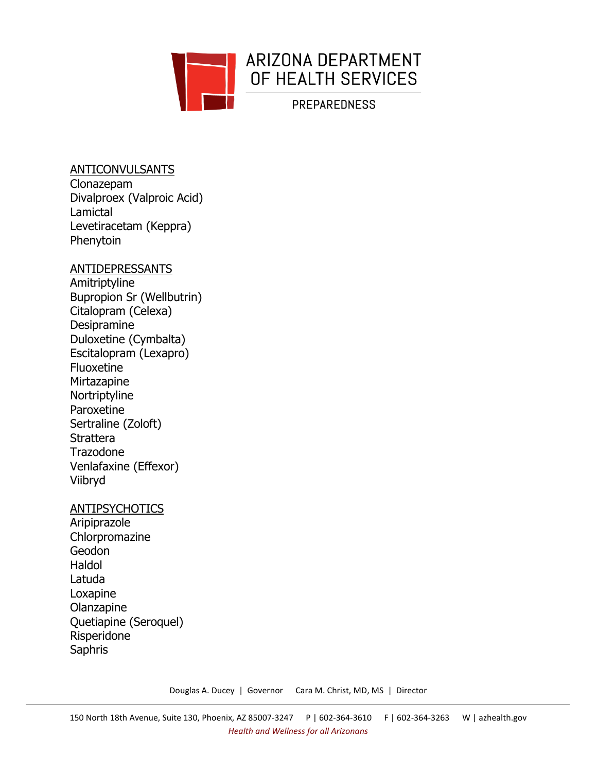<u>ANTICONVULSANTS</u>
Clonazepam
Divalproex (Valproic Acid)
Lamictal
Levetiracetam (Keppra)
Phenytoin

<u>ANTIDEPRESSANTS</u>
Amitriptyline
Bupropion Sr (Wellbutrin)
Citalopram (Celexa)
Desipramine
Duloxetine (Cymbalta)
Escitalopram (Lexapro)
Fluoxetine
Mirtazapine
Nortriptyline
Paroxetine
Sertraline (Zoloft)
Strattera
Trazodone
Venlafaxine (Effexor)
Viibryd

<u>ANTIPSYCHOTICS</u>
Aripiprazole
Chlorpromazine
Geodon
Haldol
Latuda
Loxapine
Olanzapine
Quetiapine (Seroquel)
Risperidone
Saphris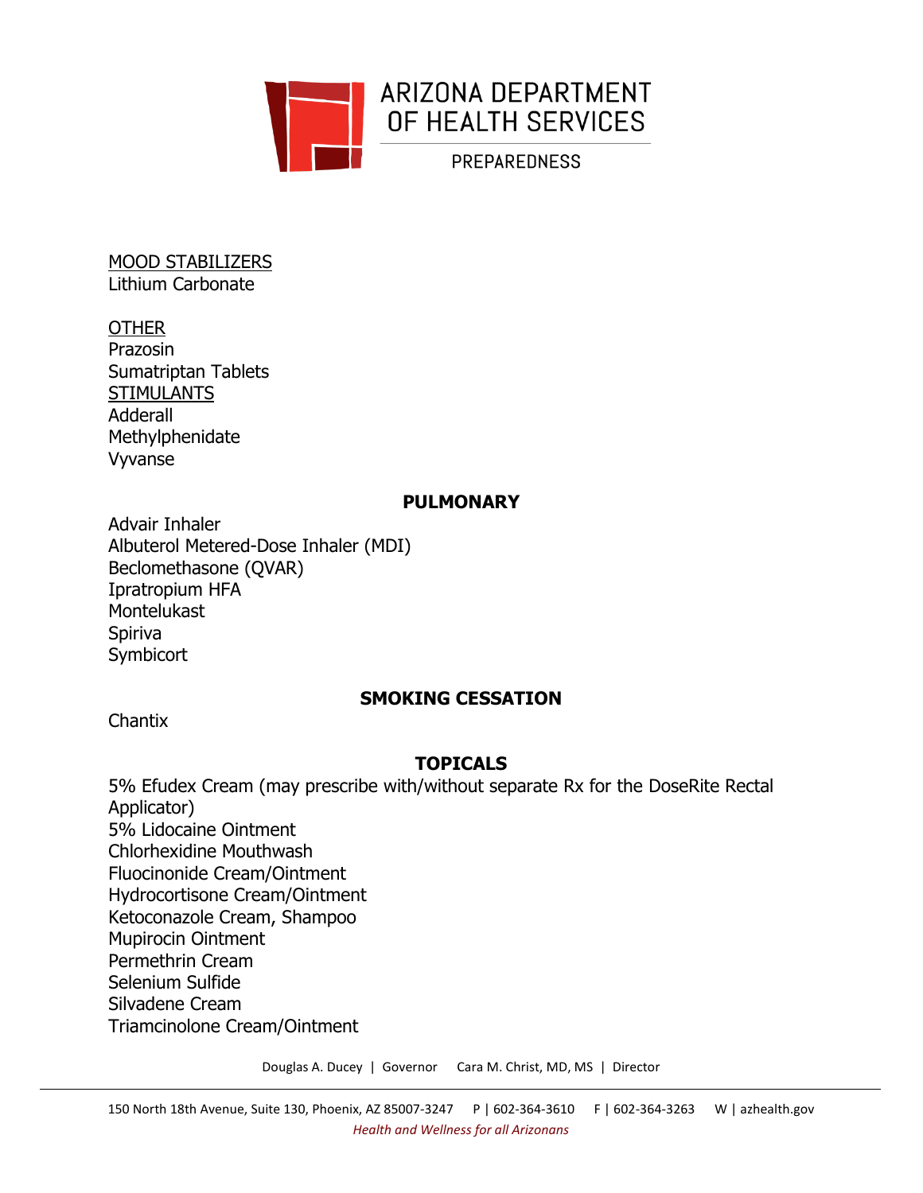MOOD STABILIZERS
Lithium Carbonate

OTHER
Prazosin
Sumatriptan Tablets

STIMULANTS
Adderall
Methylphenidate
Vyvanse

## PULMONARY

Advair Inhaler
Albuterol Metered-Dose Inhaler (MDI)
Beclomethasone (QVAR)
Ipratropium HFA
Montelukast
Spiriva
Symbicort

## SMOKING CESSATION

Chantix

## TOPICALS

5% Efudex Cream (may prescribe with/without separate Rx for the DoseRite Rectal Applicator)
5% Lidocaine Ointment
Chlorhexidine Mouthwash
Fluocinonide Cream/Ointment
Hydrocortisone Cream/Ointment
Ketoconazole Cream, Shampoo
Mupirocin Ointment
Permethrin Cream
Selenium Sulfide
Silvadene Cream
Triamcinolone Cream/Ointment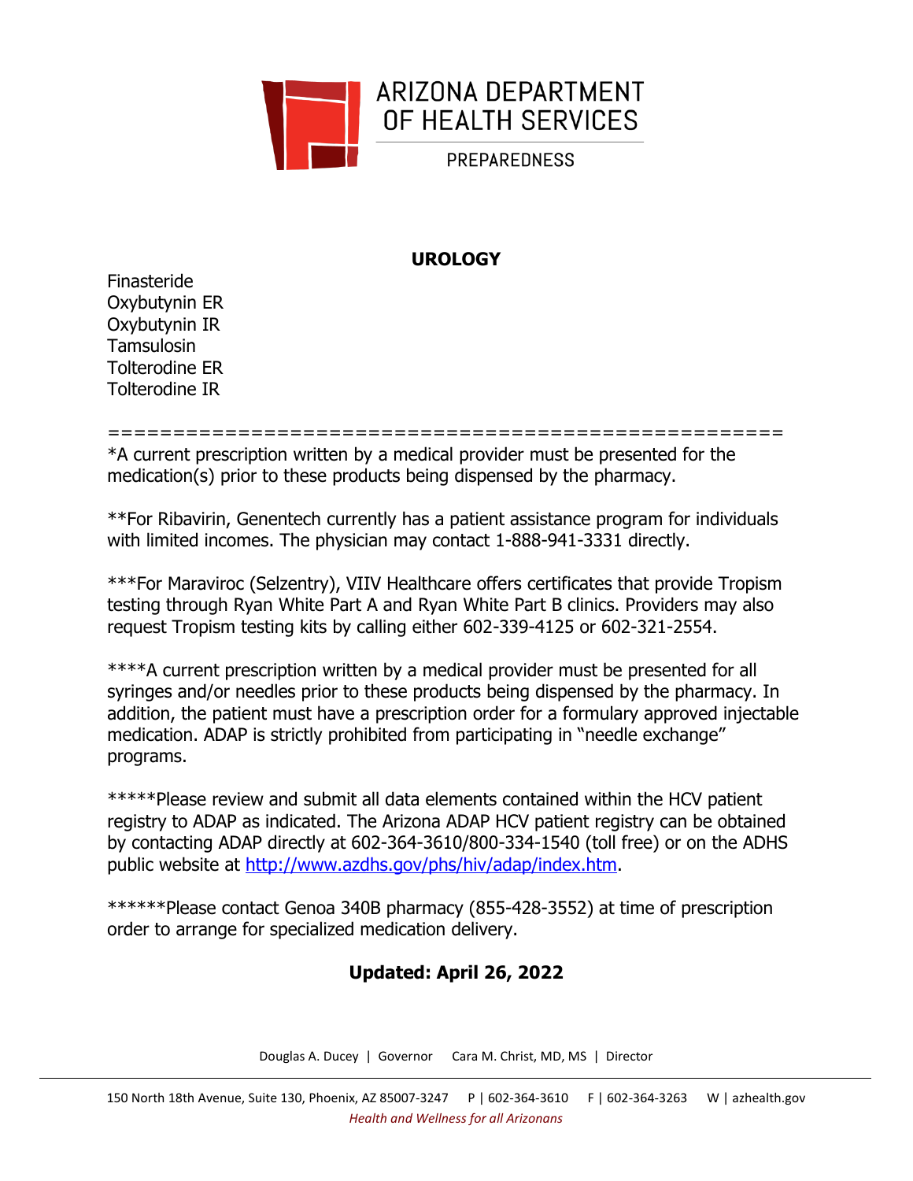## UROLOGY

Finasteride
Oxybutynin ER
Oxybutynin IR
Tamsulosin
Tolterodine ER
Tolterodine IR

=====================================================

*A current prescription written by a medical provider must be presented for the medication(s) prior to these products being dispensed by the pharmacy.

**For Ribavirin, Genentech currently has a patient assistance program for individuals with limited incomes. The physician may contact 1-888-941-3331 directly.

***For Maraviroc (Selzentry), VIIV Healthcare offers certificates that provide Tropism testing through Ryan White Part A and Ryan White Part B clinics. Providers may also request Tropism testing kits by calling either 602-339-4125 or 602-321-2554.

****A current prescription written by a medical provider must be presented for all syringes and/or needles prior to these products being dispensed by the pharmacy. In addition, the patient must have a prescription order for a formulary approved injectable medication. ADAP is strictly prohibited from participating in "needle exchange" programs.

*****Please review and submit all data elements contained within the HCV patient registry to ADAP as indicated. The Arizona ADAP HCV patient registry can be obtained by contacting ADAP directly at 602-364-3610/800-334-1540 (toll free) or on the ADHS public website at http://www.azdhs.gov/phs/hiv/adap/index.htm.

******Please contact Genoa 340B pharmacy (855-428-3552) at time of prescription order to arrange for specialized medication delivery.

**Updated: April 26, 2022**